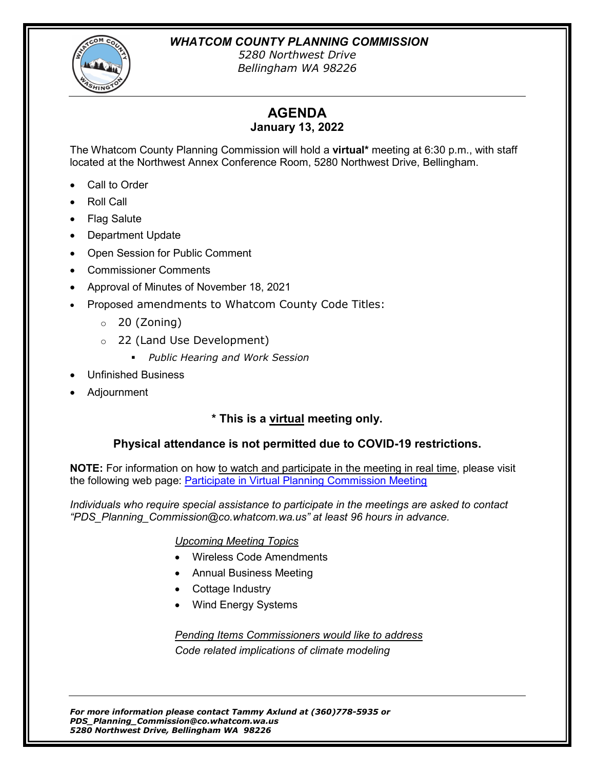***WHATCOM COUNTY PLANNING COMMISSION***
*5280 Northwest Drive*
*Bellingham WA 98226*

# AGENDA

**January 13, 2022**

The Whatcom County Planning Commission will hold a **virtual\*** meeting at 6:30 p.m., with staff located at the Northwest Annex Conference Room, 5280 Northwest Drive, Bellingham.

- Call to Order
- Roll Call
- Flag Salute
- Department Update
- Open Session for Public Comment
- Commissioner Comments
- Approval of Minutes of November 18, 2021
- Proposed amendments to Whatcom County Code Titles:
  - 20 (Zoning)
  - 22 (Land Use Development)
    - *Public Hearing and Work Session*
- Unfinished Business
- Adjournment

**\* This is a virtual meeting only.**

**Physical attendance is not permitted due to COVID-19 restrictions.**

**NOTE:** For information on how to watch and participate in the meeting in real time, please visit the following web page: [Participate in Virtual Planning Commission Meeting]

*Individuals who require special assistance to participate in the meetings are asked to contact "PDS_Planning_Commission@co.whatcom.wa.us" at least 96 hours in advance.*

*Upcoming Meeting Topics*

- Wireless Code Amendments
- Annual Business Meeting
- Cottage Industry
- Wind Energy Systems

*Pending Items Commissioners would like to address*

*Code related implications of climate modeling*

***For more information please contact Tammy Axlund at (360)778-5935 or PDS_Planning_Commission@co.whatcom.wa.us***
***5280 Northwest Drive, Bellingham WA 98226***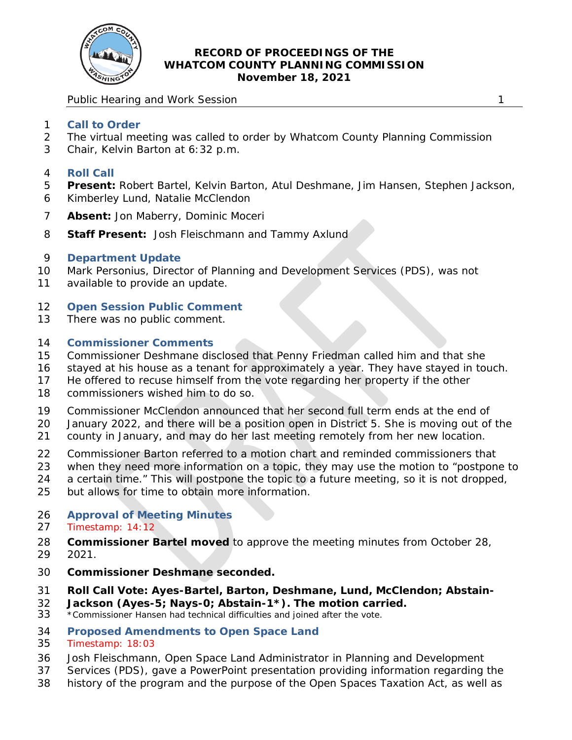# RECORD OF PROCEEDINGS OF THE WHATCOM COUNTY PLANNING COMMISSION
## November 18, 2021

Public Hearing and Work Session

### Call to Order

The virtual meeting was called to order by Whatcom County Planning Commission Chair, Kelvin Barton at 6:32 p.m.

### Roll Call

**Present:** Robert Bartel, Kelvin Barton, Atul Deshmane, Jim Hansen, Stephen Jackson, Kimberley Lund, Natalie McClendon

**Absent:** Jon Maberry, Dominic Moceri

**Staff Present:** Josh Fleischmann and Tammy Axlund

### Department Update

Mark Personius, Director of Planning and Development Services (PDS), was not available to provide an update.

### Open Session Public Comment

There was no public comment.

### Commissioner Comments

Commissioner Deshmane disclosed that Penny Friedman called him and that she stayed at his house as a tenant for approximately a year. They have stayed in touch. He offered to recuse himself from the vote regarding her property if the other commissioners wished him to do so.

Commissioner McClendon announced that her second full term ends at the end of January 2022, and there will be a position open in District 5. She is moving out of the county in January, and may do her last meeting remotely from her new location.

Commissioner Barton referred to a motion chart and reminded commissioners that when they need more information on a topic, they may use the motion to "postpone to a certain time." This will postpone the topic to a future meeting, so it is not dropped, but allows for time to obtain more information.

### Approval of Meeting Minutes

Timestamp: 14:12

**Commissioner Bartel moved** to approve the meeting minutes from October 28, 2021.

**Commissioner Deshmane seconded.**

**Roll Call Vote: Ayes-Bartel, Barton, Deshmane, Lund, McClendon; Abstain-Jackson (Ayes-5; Nays-0; Abstain-1*). The motion carried.**

*Commissioner Hansen had technical difficulties and joined after the vote.

### Proposed Amendments to Open Space Land

Timestamp: 18:03

Josh Fleischmann, Open Space Land Administrator in Planning and Development Services (PDS), gave a PowerPoint presentation providing information regarding the history of the program and the purpose of the Open Spaces Taxation Act, as well as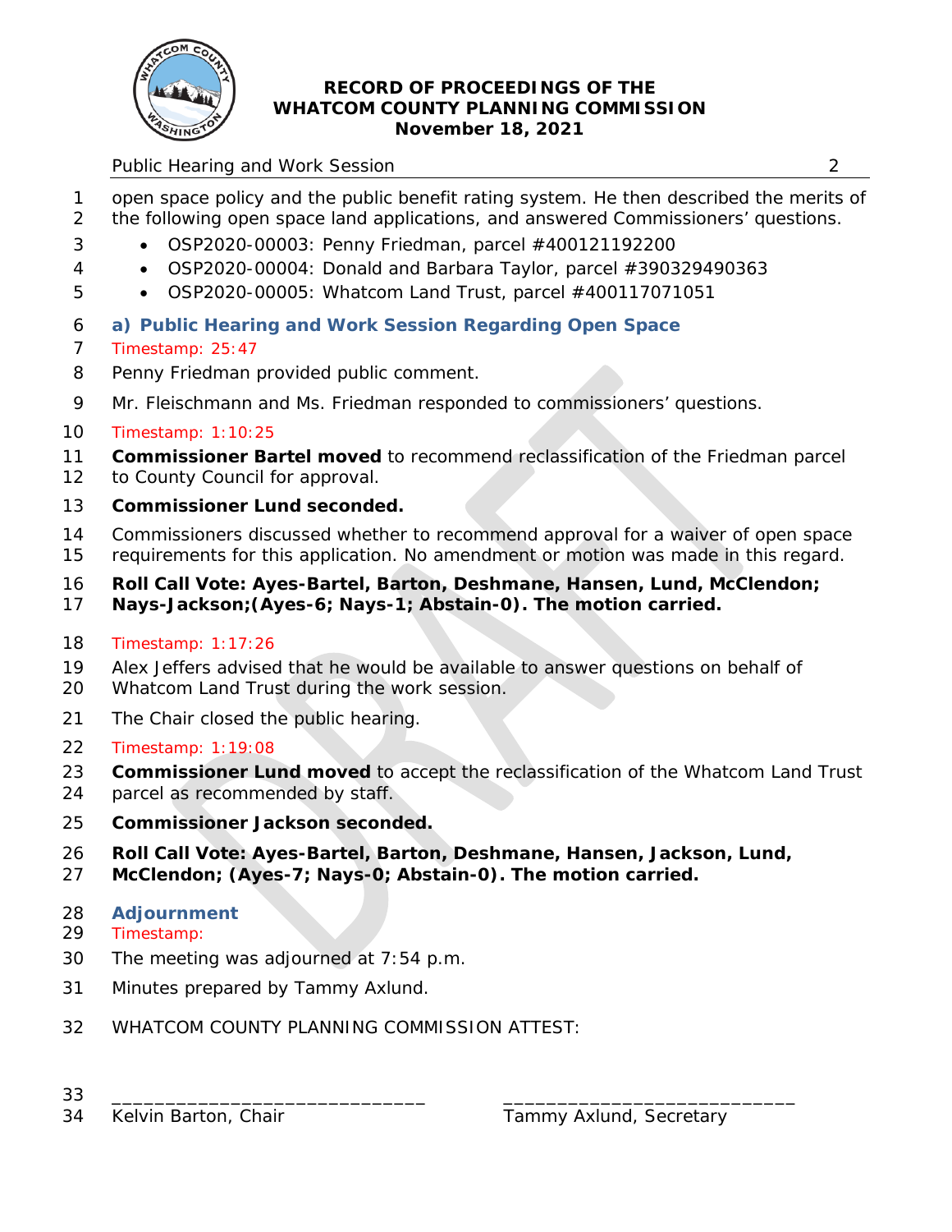open space policy and the public benefit rating system. He then described the merits of the following open space land applications, and answered Commissioners' questions.

- OSP2020-00003: Penny Friedman, parcel #400121192200
- OSP2020-00004: Donald and Barbara Taylor, parcel #390329490363
- OSP2020-00005: Whatcom Land Trust, parcel #400117071051

## a) Public Hearing and Work Session Regarding Open Space

Timestamp: 25:47

Penny Friedman provided public comment.

Mr. Fleischmann and Ms. Friedman responded to commissioners' questions.

Timestamp: 1:10:25

**Commissioner Bartel moved** to recommend reclassification of the Friedman parcel to County Council for approval.

**Commissioner Lund seconded.**

Commissioners discussed whether to recommend approval for a waiver of open space requirements for this application. No amendment or motion was made in this regard.

**Roll Call Vote: Ayes-Bartel, Barton, Deshmane, Hansen, Lund, McClendon; Nays-Jackson;(Ayes-6; Nays-1; Abstain-0). The motion carried.**

Timestamp: 1:17:26

Alex Jeffers advised that he would be available to answer questions on behalf of Whatcom Land Trust during the work session.

The Chair closed the public hearing.

Timestamp: 1:19:08

**Commissioner Lund moved** to accept the reclassification of the Whatcom Land Trust parcel as recommended by staff.

**Commissioner Jackson seconded.**

**Roll Call Vote: Ayes-Bartel, Barton, Deshmane, Hansen, Jackson, Lund, McClendon; (Ayes-7; Nays-0; Abstain-0). The motion carried.**

## Adjournment

Timestamp:

The meeting was adjourned at 7:54 p.m.

Minutes prepared by Tammy Axlund.

WHATCOM COUNTY PLANNING COMMISSION ATTEST:

_____________________________ &nbsp;&nbsp;&nbsp;&nbsp;&nbsp;&nbsp;&nbsp;&nbsp; _____________________________

Kelvin Barton, Chair &nbsp;&nbsp;&nbsp;&nbsp;&nbsp;&nbsp;&nbsp;&nbsp;&nbsp;&nbsp;&nbsp;&nbsp;&nbsp;&nbsp;&nbsp;&nbsp;&nbsp;&nbsp;&nbsp;&nbsp;&nbsp;&nbsp;&nbsp;&nbsp;&nbsp;&nbsp; Tammy Axlund, Secretary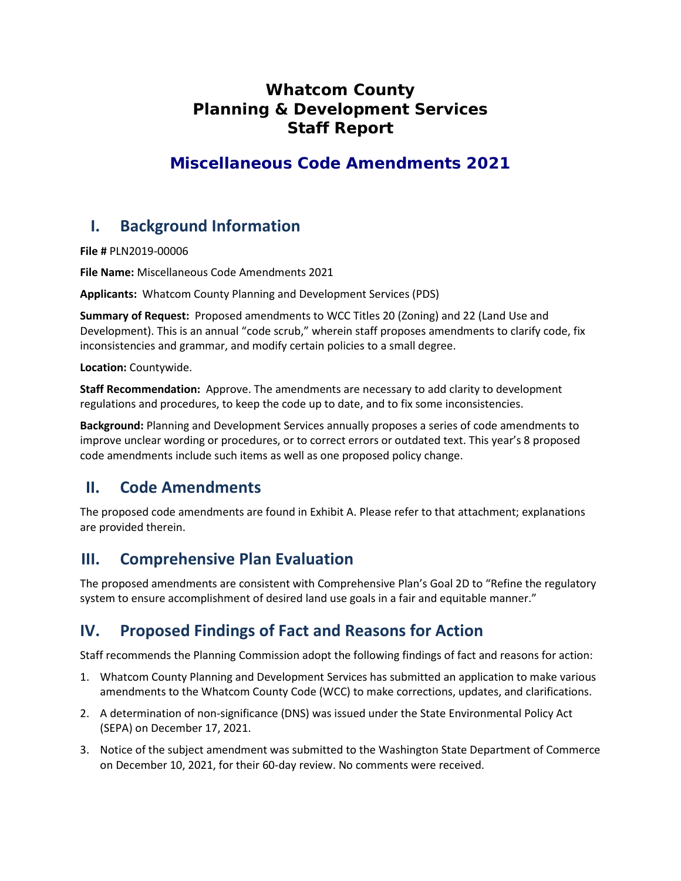# Whatcom County
# Planning & Development Services
# Staff Report

## Miscellaneous Code Amendments 2021

## I. Background Information

**File #** PLN2019-00006

**File Name:** Miscellaneous Code Amendments 2021

**Applicants:** Whatcom County Planning and Development Services (PDS)

**Summary of Request:** Proposed amendments to WCC Titles 20 (Zoning) and 22 (Land Use and Development). This is an annual "code scrub," wherein staff proposes amendments to clarify code, fix inconsistencies and grammar, and modify certain policies to a small degree.

**Location:** Countywide.

**Staff Recommendation:** Approve. The amendments are necessary to add clarity to development regulations and procedures, to keep the code up to date, and to fix some inconsistencies.

**Background:** Planning and Development Services annually proposes a series of code amendments to improve unclear wording or procedures, or to correct errors or outdated text. This year's 8 proposed code amendments include such items as well as one proposed policy change.

## II. Code Amendments

The proposed code amendments are found in Exhibit A. Please refer to that attachment; explanations are provided therein.

## III. Comprehensive Plan Evaluation

The proposed amendments are consistent with Comprehensive Plan's Goal 2D to "Refine the regulatory system to ensure accomplishment of desired land use goals in a fair and equitable manner."

## IV. Proposed Findings of Fact and Reasons for Action

Staff recommends the Planning Commission adopt the following findings of fact and reasons for action:

1. Whatcom County Planning and Development Services has submitted an application to make various amendments to the Whatcom County Code (WCC) to make corrections, updates, and clarifications.
2. A determination of non-significance (DNS) was issued under the State Environmental Policy Act (SEPA) on December 17, 2021.
3. Notice of the subject amendment was submitted to the Washington State Department of Commerce on December 10, 2021, for their 60-day review. No comments were received.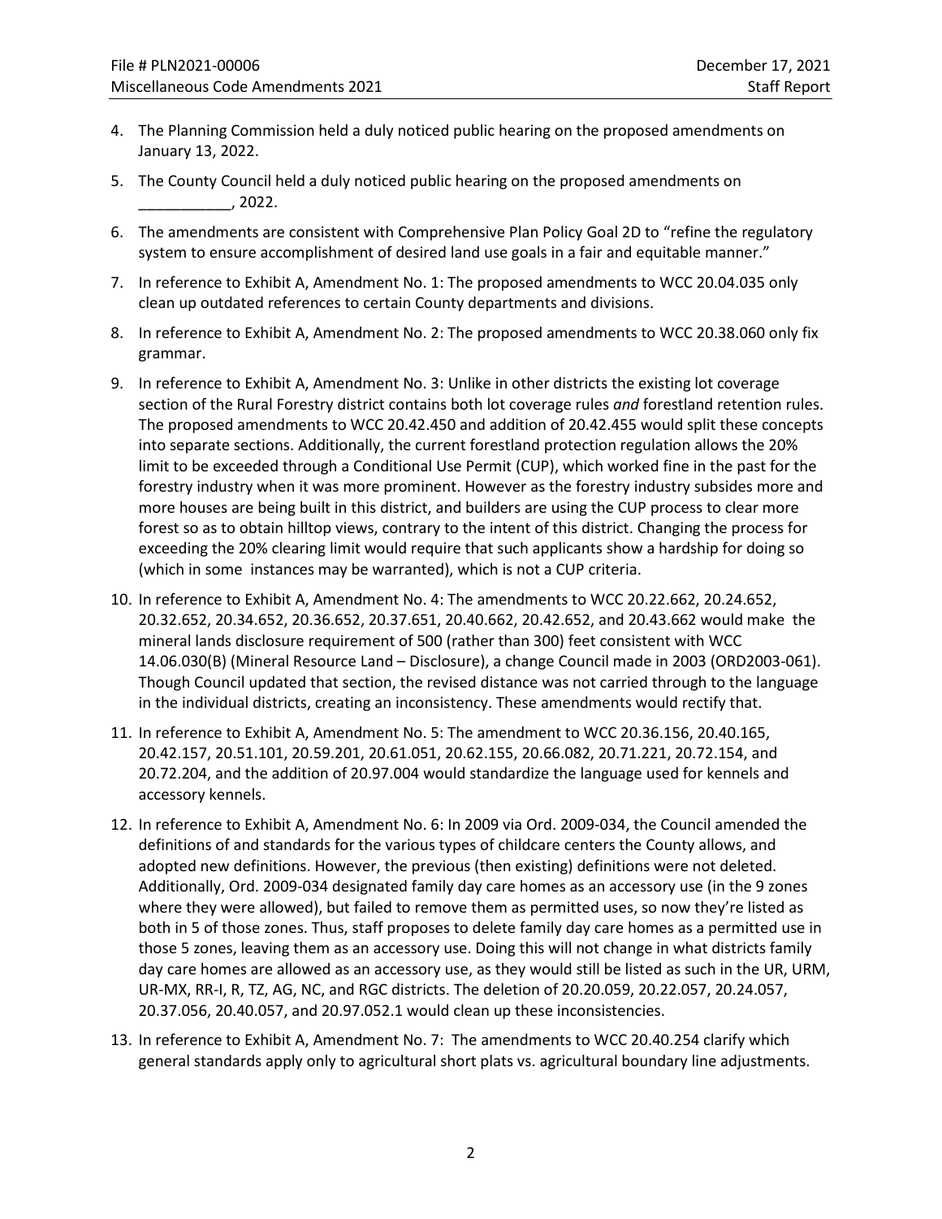4. The Planning Commission held a duly noticed public hearing on the proposed amendments on January 13, 2022.
5. The County Council held a duly noticed public hearing on the proposed amendments on ___________, 2022.
6. The amendments are consistent with Comprehensive Plan Policy Goal 2D to "refine the regulatory system to ensure accomplishment of desired land use goals in a fair and equitable manner."
7. In reference to Exhibit A, Amendment No. 1: The proposed amendments to WCC 20.04.035 only clean up outdated references to certain County departments and divisions.
8. In reference to Exhibit A, Amendment No. 2: The proposed amendments to WCC 20.38.060 only fix grammar.
9. In reference to Exhibit A, Amendment No. 3: Unlike in other districts the existing lot coverage section of the Rural Forestry district contains both lot coverage rules *and* forestland retention rules. The proposed amendments to WCC 20.42.450 and addition of 20.42.455 would split these concepts into separate sections. Additionally, the current forestland protection regulation allows the 20% limit to be exceeded through a Conditional Use Permit (CUP), which worked fine in the past for the forestry industry when it was more prominent. However as the forestry industry subsides more and more houses are being built in this district, and builders are using the CUP process to clear more forest so as to obtain hilltop views, contrary to the intent of this district. Changing the process for exceeding the 20% clearing limit would require that such applicants show a hardship for doing so (which in some instances may be warranted), which is not a CUP criteria.
10. In reference to Exhibit A, Amendment No. 4: The amendments to WCC 20.22.662, 20.24.652, 20.32.652, 20.34.652, 20.36.652, 20.37.651, 20.40.662, 20.42.652, and 20.43.662 would make the mineral lands disclosure requirement of 500 (rather than 300) feet consistent with WCC 14.06.030(B) (Mineral Resource Land – Disclosure), a change Council made in 2003 (ORD2003-061). Though Council updated that section, the revised distance was not carried through to the language in the individual districts, creating an inconsistency. These amendments would rectify that.
11. In reference to Exhibit A, Amendment No. 5: The amendment to WCC 20.36.156, 20.40.165, 20.42.157, 20.51.101, 20.59.201, 20.61.051, 20.62.155, 20.66.082, 20.71.221, 20.72.154, and 20.72.204, and the addition of 20.97.004 would standardize the language used for kennels and accessory kennels.
12. In reference to Exhibit A, Amendment No. 6: In 2009 via Ord. 2009-034, the Council amended the definitions of and standards for the various types of childcare centers the County allows, and adopted new definitions. However, the previous (then existing) definitions were not deleted. Additionally, Ord. 2009-034 designated family day care homes as an accessory use (in the 9 zones where they were allowed), but failed to remove them as permitted uses, so now they're listed as both in 5 of those zones. Thus, staff proposes to delete family day care homes as a permitted use in those 5 zones, leaving them as an accessory use. Doing this will not change in what districts family day care homes are allowed as an accessory use, as they would still be listed as such in the UR, URM, UR-MX, RR-I, R, TZ, AG, NC, and RGC districts. The deletion of 20.20.059, 20.22.057, 20.24.057, 20.37.056, 20.40.057, and 20.97.052.1 would clean up these inconsistencies.
13. In reference to Exhibit A, Amendment No. 7: The amendments to WCC 20.40.254 clarify which general standards apply only to agricultural short plats vs. agricultural boundary line adjustments.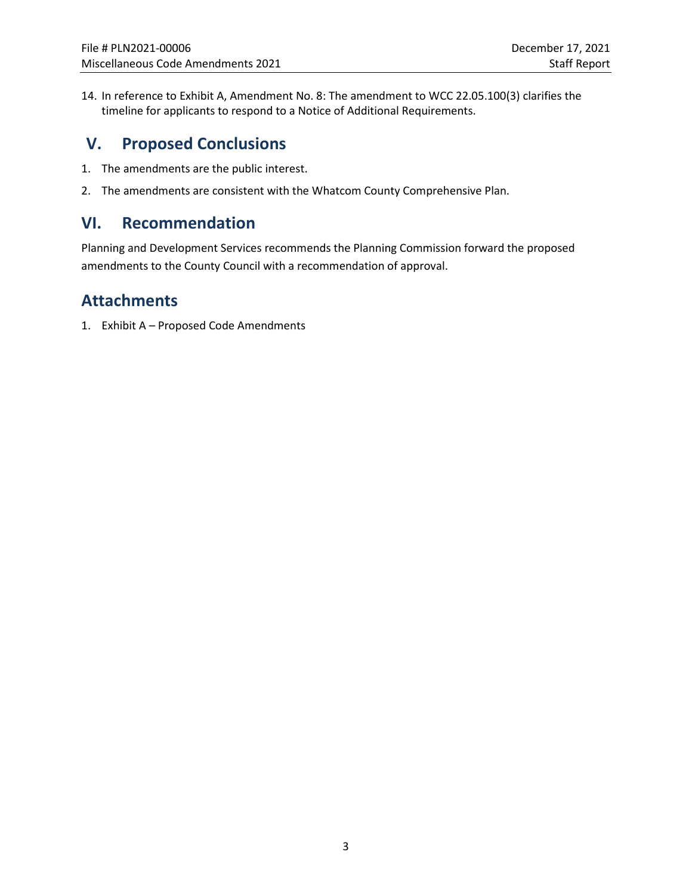14. In reference to Exhibit A, Amendment No. 8: The amendment to WCC 22.05.100(3) clarifies the timeline for applicants to respond to a Notice of Additional Requirements.

## V. Proposed Conclusions

1. The amendments are the public interest.
2. The amendments are consistent with the Whatcom County Comprehensive Plan.

## VI. Recommendation

Planning and Development Services recommends the Planning Commission forward the proposed amendments to the County Council with a recommendation of approval.

## Attachments

1. Exhibit A – Proposed Code Amendments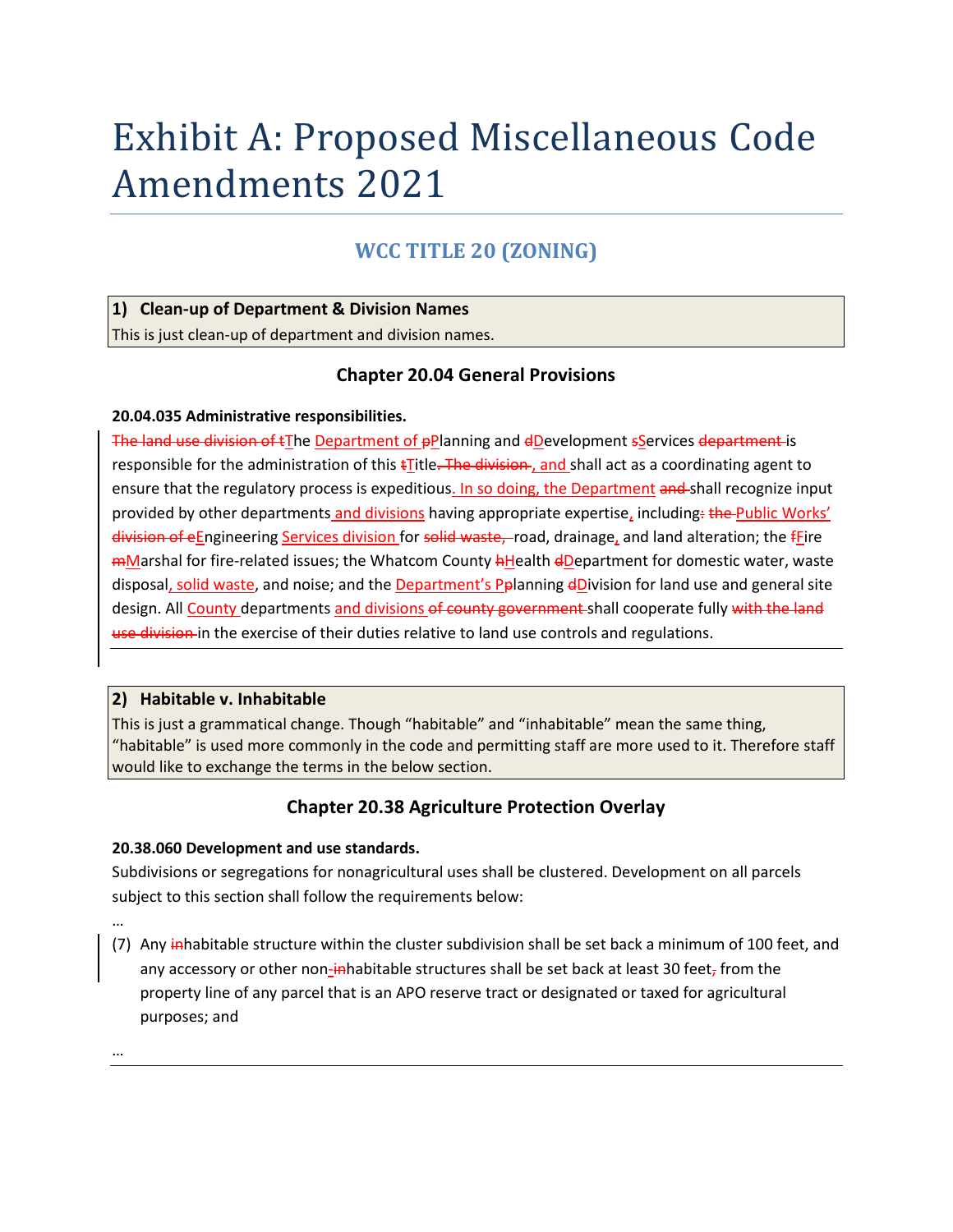# Exhibit A: Proposed Miscellaneous Code Amendments 2021

## WCC TITLE 20 (ZONING)

**1) Clean-up of Department & Division Names**

This is just clean-up of department and division names.

### Chapter 20.04 General Provisions

**20.04.035 Administrative responsibilities.**

~~The land use division of t~~The Department of ~~p~~Planning and ~~d~~Development ~~s~~Services ~~department~~ is responsible for the administration of this ~~t~~Title~~. The division~~ , and shall act as a coordinating agent to ensure that the regulatory process is expeditious. In so doing, the Department ~~and~~ shall recognize input provided by other departments and divisions having appropriate expertise, including~~:~~ ~~the~~ Public Works' ~~division of e~~Engineering Services division for ~~solid waste,~~ road, drainage, and land alteration; the ~~f~~Fire ~~m~~Marshal for fire-related issues; the Whatcom County ~~h~~Health ~~d~~Department for domestic water, waste disposal, solid waste, and noise; and the Department's P~~p~~lanning ~~d~~Division for land use and general site design. All County departments and divisions ~~of county government~~ shall cooperate fully ~~with the land use division~~ in the exercise of their duties relative to land use controls and regulations.

**2) Habitable v. Inhabitable**

This is just a grammatical change. Though "habitable" and "inhabitable" mean the same thing, "habitable" is used more commonly in the code and permitting staff are more used to it. Therefore staff would like to exchange the terms in the below section.

### Chapter 20.38 Agriculture Protection Overlay

**20.38.060 Development and use standards.**

Subdivisions or segregations for nonagricultural uses shall be clustered. Development on all parcels subject to this section shall follow the requirements below:

…

(7) Any ~~in~~habitable structure within the cluster subdivision shall be set back a minimum of 100 feet, and any accessory or other non~~-in~~habitable structures shall be set back at least 30 feet~~,~~ from the property line of any parcel that is an APO reserve tract or designated or taxed for agricultural purposes; and

…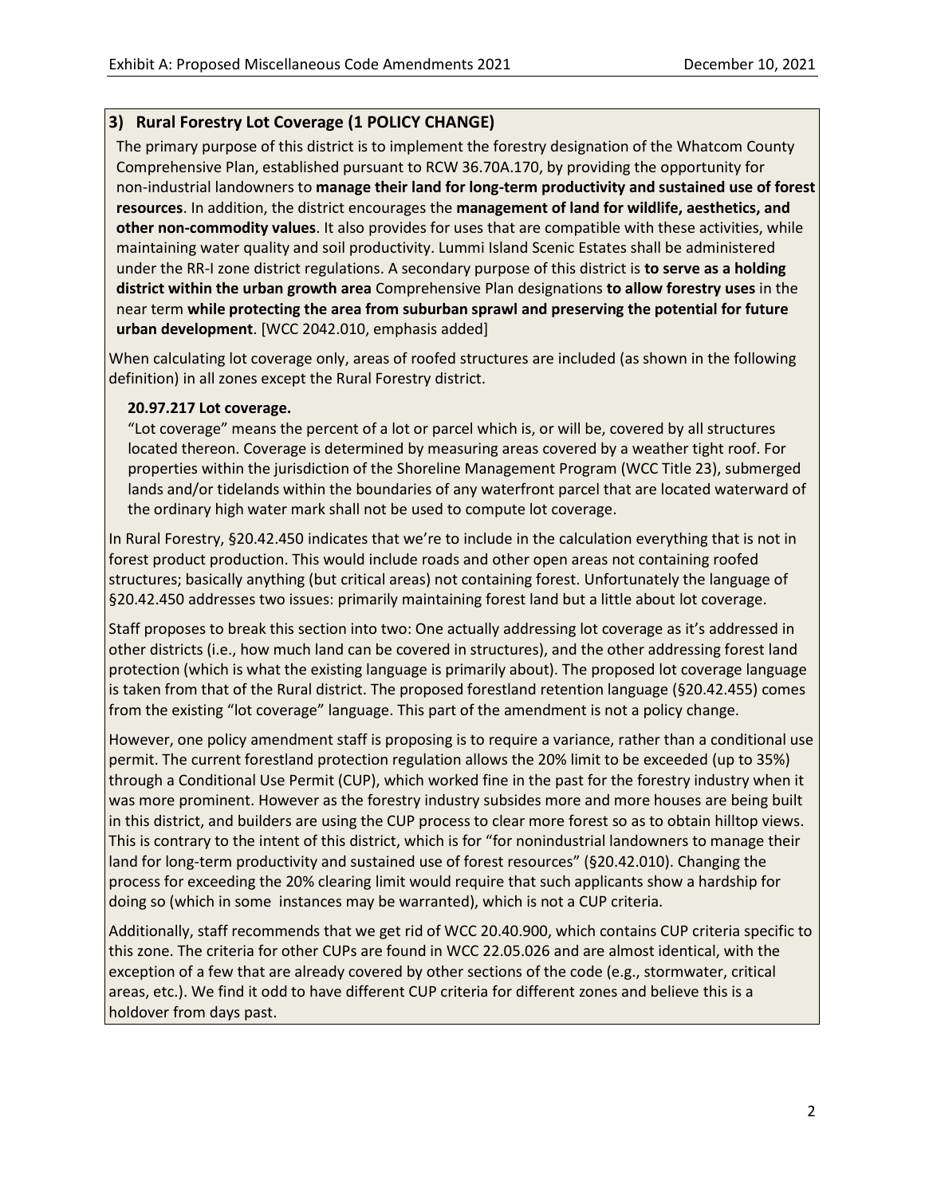### 3) Rural Forestry Lot Coverage (1 POLICY CHANGE)

The primary purpose of this district is to implement the forestry designation of the Whatcom County Comprehensive Plan, established pursuant to RCW 36.70A.170, by providing the opportunity for non-industrial landowners to **manage their land for long-term productivity and sustained use of forest resources**. In addition, the district encourages the **management of land for wildlife, aesthetics, and other non-commodity values**. It also provides for uses that are compatible with these activities, while maintaining water quality and soil productivity. Lummi Island Scenic Estates shall be administered under the RR-I zone district regulations. A secondary purpose of this district is **to serve as a holding district within the urban growth area** Comprehensive Plan designations **to allow forestry uses** in the near term **while protecting the area from suburban sprawl and preserving the potential for future urban development**. [WCC 2042.010, emphasis added]

When calculating lot coverage only, areas of roofed structures are included (as shown in the following definition) in all zones except the Rural Forestry district.

**20.97.217 Lot coverage.**

"Lot coverage" means the percent of a lot or parcel which is, or will be, covered by all structures located thereon. Coverage is determined by measuring areas covered by a weather tight roof. For properties within the jurisdiction of the Shoreline Management Program (WCC Title 23), submerged lands and/or tidelands within the boundaries of any waterfront parcel that are located waterward of the ordinary high water mark shall not be used to compute lot coverage.

In Rural Forestry, §20.42.450 indicates that we're to include in the calculation everything that is not in forest product production. This would include roads and other open areas not containing roofed structures; basically anything (but critical areas) not containing forest. Unfortunately the language of §20.42.450 addresses two issues: primarily maintaining forest land but a little about lot coverage.

Staff proposes to break this section into two: One actually addressing lot coverage as it's addressed in other districts (i.e., how much land can be covered in structures), and the other addressing forest land protection (which is what the existing language is primarily about). The proposed lot coverage language is taken from that of the Rural district. The proposed forestland retention language (§20.42.455) comes from the existing "lot coverage" language. This part of the amendment is not a policy change.

However, one policy amendment staff is proposing is to require a variance, rather than a conditional use permit. The current forestland protection regulation allows the 20% limit to be exceeded (up to 35%) through a Conditional Use Permit (CUP), which worked fine in the past for the forestry industry when it was more prominent. However as the forestry industry subsides more and more houses are being built in this district, and builders are using the CUP process to clear more forest so as to obtain hilltop views. This is contrary to the intent of this district, which is for "for nonindustrial landowners to manage their land for long-term productivity and sustained use of forest resources" (§20.42.010). Changing the process for exceeding the 20% clearing limit would require that such applicants show a hardship for doing so (which in some instances may be warranted), which is not a CUP criteria.

Additionally, staff recommends that we get rid of WCC 20.40.900, which contains CUP criteria specific to this zone. The criteria for other CUPs are found in WCC 22.05.026 and are almost identical, with the exception of a few that are already covered by other sections of the code (e.g., stormwater, critical areas, etc.). We find it odd to have different CUP criteria for different zones and believe this is a holdover from days past.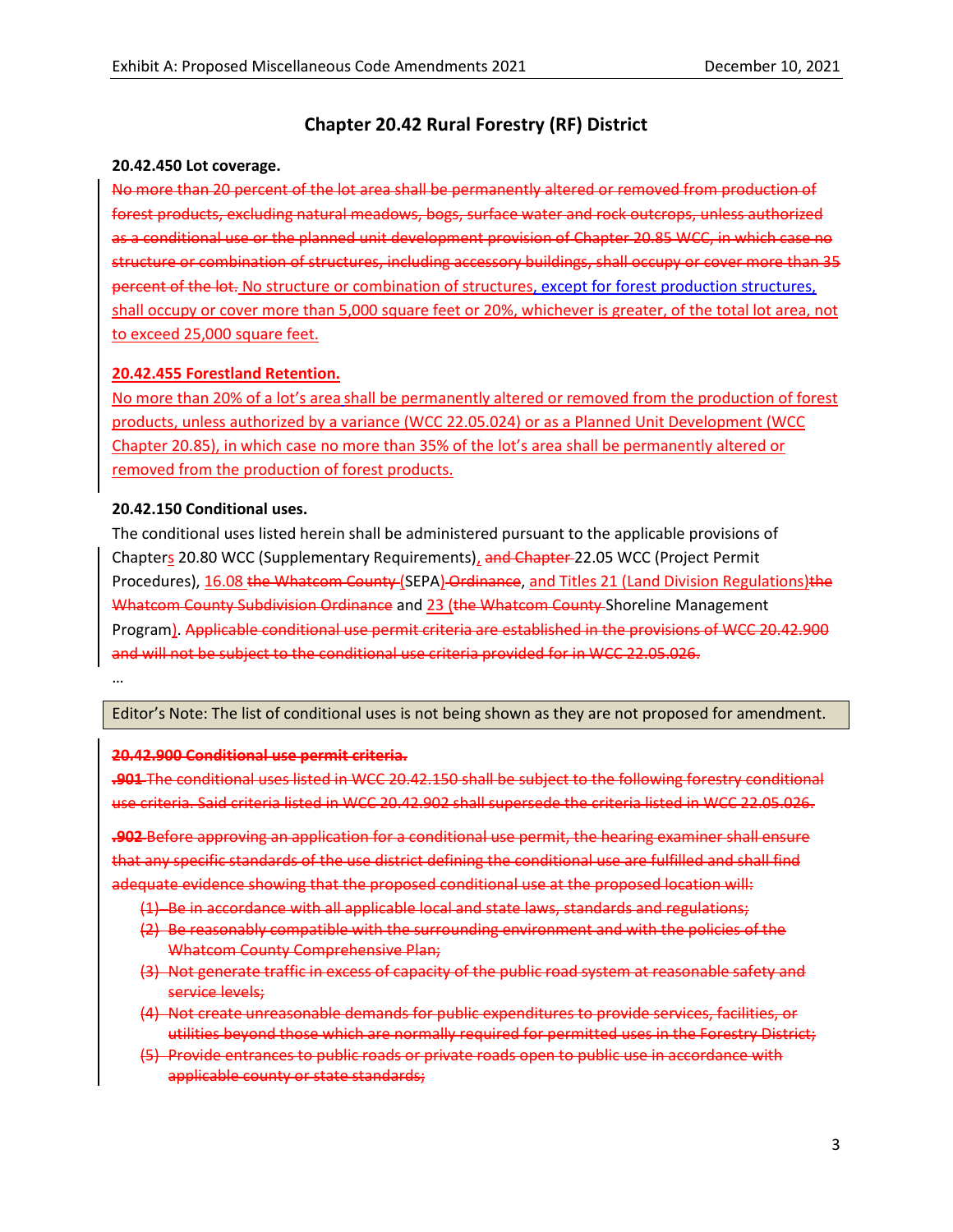# Chapter 20.42 Rural Forestry (RF) District

**20.42.450 Lot coverage.**

~~No more than 20 percent of the lot area shall be permanently altered or removed from production of forest products, excluding natural meadows, bogs, surface water and rock outcrops, unless authorized as a conditional use or the planned unit development provision of Chapter 20.85 WCC, in which case no structure or combination of structures, including accessory buildings, shall occupy or cover more than 35 percent of the lot.~~ <u>No structure or combination of structures, except for forest production structures, shall occupy or cover more than 5,000 square feet or 20%, whichever is greater, of the total lot area, not to exceed 25,000 square feet.</u>

<u>**20.42.455 Forestland Retention.**</u>

<u>No more than 20% of a lot's area shall be permanently altered or removed from the production of forest products, unless authorized by a variance (WCC 22.05.024) or as a Planned Unit Development (WCC Chapter 20.85), in which case no more than 35% of the lot's area shall be permanently altered or removed from the production of forest products.</u>

**20.42.150 Conditional uses.**

The conditional uses listed herein shall be administered pursuant to the applicable provisions of Chapter<u>s</u> 20.80 WCC (Supplementary Requirements)<u>,</u> ~~and Chapter~~ 22.05 WCC (Project Permit Procedures), <u>16.08</u> ~~the Whatcom County~~ (SEPA)~~Ordinance~~, <u>and Titles 21 (Land Division Regulations)</u>~~the Whatcom County Subdivision Ordinance~~ and <u>23 (</u>~~the Whatcom County~~ Shoreline Management Program<u>)</u>. ~~Applicable conditional use permit criteria are established in the provisions of WCC 20.42.900 and will not be subject to the conditional use criteria provided for in WCC 22.05.026.~~

…

Editor's Note: The list of conditional uses is not being shown as they are not proposed for amendment.

~~**20.42.900 Conditional use permit criteria.**~~

~~**.901** The conditional uses listed in WCC 20.42.150 shall be subject to the following forestry conditional use criteria. Said criteria listed in WCC 20.42.902 shall supersede the criteria listed in WCC 22.05.026.~~

~~**.902** Before approving an application for a conditional use permit, the hearing examiner shall ensure that any specific standards of the use district defining the conditional use are fulfilled and shall find adequate evidence showing that the proposed conditional use at the proposed location will:~~

~~(1) Be in accordance with all applicable local and state laws, standards and regulations;~~

~~(2) Be reasonably compatible with the surrounding environment and with the policies of the Whatcom County Comprehensive Plan;~~

~~(3) Not generate traffic in excess of capacity of the public road system at reasonable safety and service levels;~~

~~(4) Not create unreasonable demands for public expenditures to provide services, facilities, or utilities beyond those which are normally required for permitted uses in the Forestry District;~~

~~(5) Provide entrances to public roads or private roads open to public use in accordance with applicable county or state standards;~~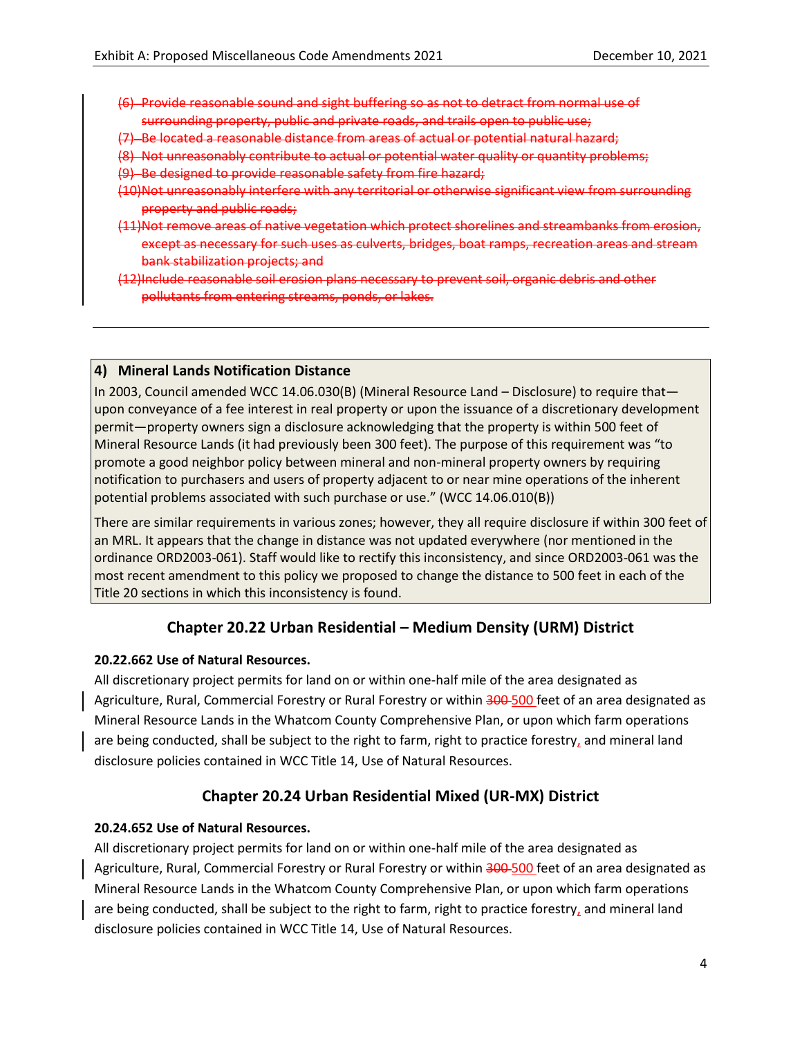~~(6) Provide reasonable sound and sight buffering so as not to detract from normal use of surrounding property, public and private roads, and trails open to public use;~~

~~(7) Be located a reasonable distance from areas of actual or potential natural hazard;~~

~~(8) Not unreasonably contribute to actual or potential water quality or quantity problems;~~

~~(9) Be designed to provide reasonable safety from fire hazard;~~

~~(10)Not unreasonably interfere with any territorial or otherwise significant view from surrounding property and public roads;~~

~~(11)Not remove areas of native vegetation which protect shorelines and streambanks from erosion, except as necessary for such uses as culverts, bridges, boat ramps, recreation areas and stream bank stabilization projects; and~~

~~(12)Include reasonable soil erosion plans necessary to prevent soil, organic debris and other pollutants from entering streams, ponds, or lakes.~~

---

**4) Mineral Lands Notification Distance**

In 2003, Council amended WCC 14.06.030(B) (Mineral Resource Land – Disclosure) to require that—upon conveyance of a fee interest in real property or upon the issuance of a discretionary development permit—property owners sign a disclosure acknowledging that the property is within 500 feet of Mineral Resource Lands (it had previously been 300 feet). The purpose of this requirement was "to promote a good neighbor policy between mineral and non-mineral property owners by requiring notification to purchasers and users of property adjacent to or near mine operations of the inherent potential problems associated with such purchase or use." (WCC 14.06.010(B))

There are similar requirements in various zones; however, they all require disclosure if within 300 feet of an MRL. It appears that the change in distance was not updated everywhere (nor mentioned in the ordinance ORD2003-061). Staff would like to rectify this inconsistency, and since ORD2003-061 was the most recent amendment to this policy we proposed to change the distance to 500 feet in each of the Title 20 sections in which this inconsistency is found.

## Chapter 20.22 Urban Residential – Medium Density (URM) District

**20.22.662 Use of Natural Resources.**

All discretionary project permits for land on or within one-half mile of the area designated as Agriculture, Rural, Commercial Forestry or Rural Forestry or within ~~300~~ 500 feet of an area designated as Mineral Resource Lands in the Whatcom County Comprehensive Plan, or upon which farm operations are being conducted, shall be subject to the right to farm, right to practice forestry, and mineral land disclosure policies contained in WCC Title 14, Use of Natural Resources.

## Chapter 20.24 Urban Residential Mixed (UR-MX) District

**20.24.652 Use of Natural Resources.**

All discretionary project permits for land on or within one-half mile of the area designated as Agriculture, Rural, Commercial Forestry or Rural Forestry or within ~~300~~ 500 feet of an area designated as Mineral Resource Lands in the Whatcom County Comprehensive Plan, or upon which farm operations are being conducted, shall be subject to the right to farm, right to practice forestry, and mineral land disclosure policies contained in WCC Title 14, Use of Natural Resources.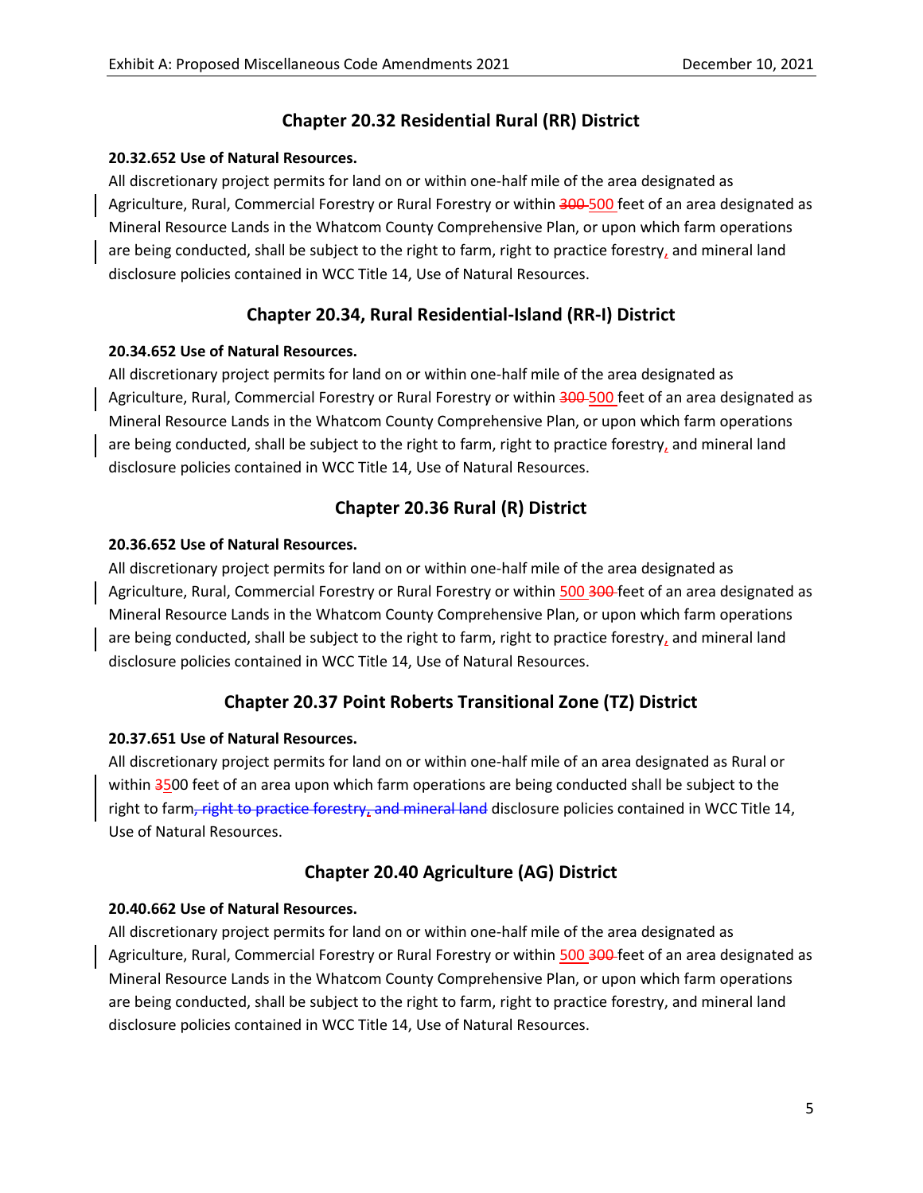## Chapter 20.32 Residential Rural (RR) District

**20.32.652 Use of Natural Resources.**

All discretionary project permits for land on or within one-half mile of the area designated as Agriculture, Rural, Commercial Forestry or Rural Forestry or within ~~300~~ 500 feet of an area designated as Mineral Resource Lands in the Whatcom County Comprehensive Plan, or upon which farm operations are being conducted, shall be subject to the right to farm, right to practice forestry, and mineral land disclosure policies contained in WCC Title 14, Use of Natural Resources.

## Chapter 20.34, Rural Residential-Island (RR-I) District

**20.34.652 Use of Natural Resources.**

All discretionary project permits for land on or within one-half mile of the area designated as Agriculture, Rural, Commercial Forestry or Rural Forestry or within ~~300~~ 500 feet of an area designated as Mineral Resource Lands in the Whatcom County Comprehensive Plan, or upon which farm operations are being conducted, shall be subject to the right to farm, right to practice forestry, and mineral land disclosure policies contained in WCC Title 14, Use of Natural Resources.

## Chapter 20.36 Rural (R) District

**20.36.652 Use of Natural Resources.**

All discretionary project permits for land on or within one-half mile of the area designated as Agriculture, Rural, Commercial Forestry or Rural Forestry or within 500 ~~300~~ feet of an area designated as Mineral Resource Lands in the Whatcom County Comprehensive Plan, or upon which farm operations are being conducted, shall be subject to the right to farm, right to practice forestry, and mineral land disclosure policies contained in WCC Title 14, Use of Natural Resources.

## Chapter 20.37 Point Roberts Transitional Zone (TZ) District

**20.37.651 Use of Natural Resources.**

All discretionary project permits for land on or within one-half mile of an area designated as Rural or within ~~3~~500 feet of an area upon which farm operations are being conducted shall be subject to the right to farm~~, right to practice forestry, and mineral land~~ disclosure policies contained in WCC Title 14, Use of Natural Resources.

## Chapter 20.40 Agriculture (AG) District

**20.40.662 Use of Natural Resources.**

All discretionary project permits for land on or within one-half mile of the area designated as Agriculture, Rural, Commercial Forestry or Rural Forestry or within 500 ~~300~~ feet of an area designated as Mineral Resource Lands in the Whatcom County Comprehensive Plan, or upon which farm operations are being conducted, shall be subject to the right to farm, right to practice forestry, and mineral land disclosure policies contained in WCC Title 14, Use of Natural Resources.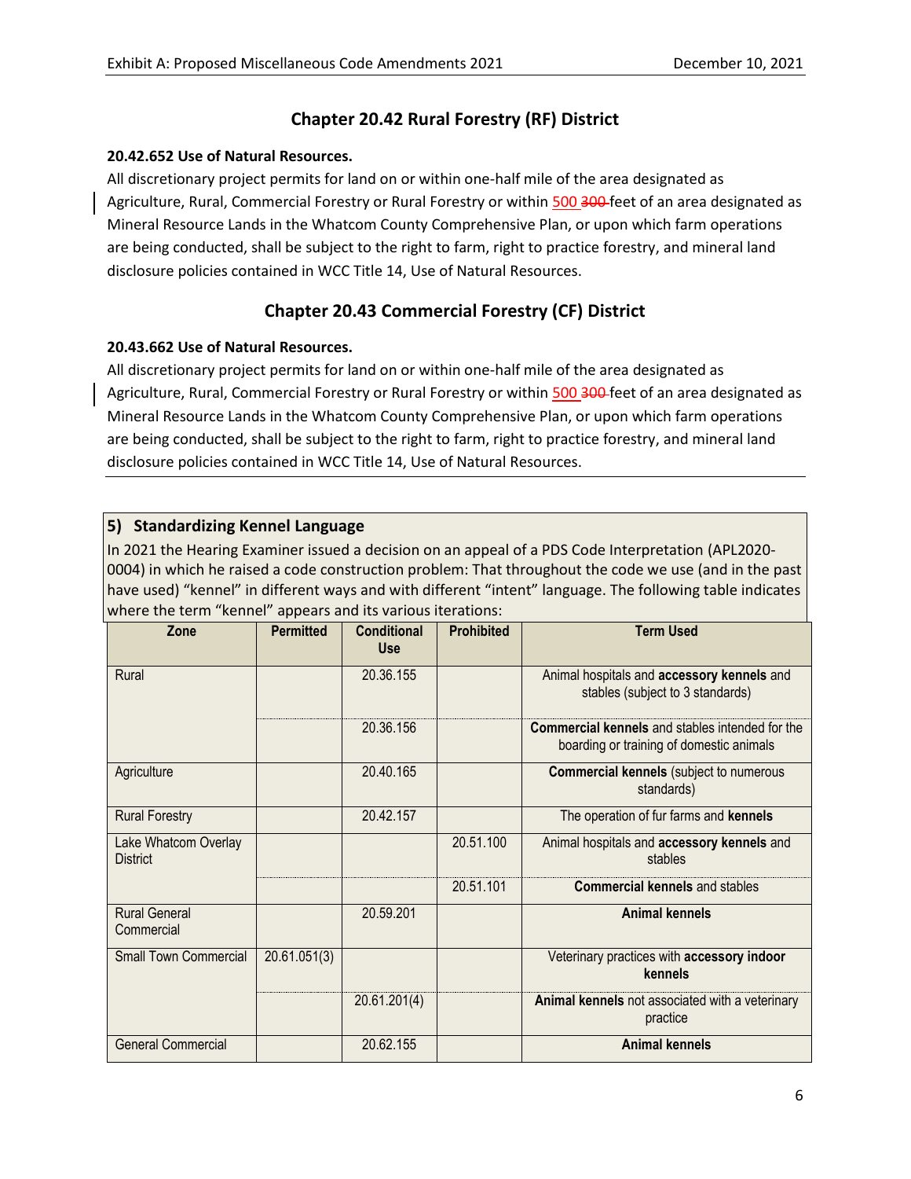## Chapter 20.42 Rural Forestry (RF) District

**20.42.652 Use of Natural Resources.**

All discretionary project permits for land on or within one-half mile of the area designated as Agriculture, Rural, Commercial Forestry or Rural Forestry or within <u>500</u> ~~300~~ feet of an area designated as Mineral Resource Lands in the Whatcom County Comprehensive Plan, or upon which farm operations are being conducted, shall be subject to the right to farm, right to practice forestry, and mineral land disclosure policies contained in WCC Title 14, Use of Natural Resources.

## Chapter 20.43 Commercial Forestry (CF) District

**20.43.662 Use of Natural Resources.**

All discretionary project permits for land on or within one-half mile of the area designated as Agriculture, Rural, Commercial Forestry or Rural Forestry or within <u>500</u> ~~300~~ feet of an area designated as Mineral Resource Lands in the Whatcom County Comprehensive Plan, or upon which farm operations are being conducted, shall be subject to the right to farm, right to practice forestry, and mineral land disclosure policies contained in WCC Title 14, Use of Natural Resources.

### 5) Standardizing Kennel Language

In 2021 the Hearing Examiner issued a decision on an appeal of a PDS Code Interpretation (APL2020-0004) in which he raised a code construction problem: That throughout the code we use (and in the past have used) "kennel" in different ways and with different "intent" language. The following table indicates where the term "kennel" appears and its various iterations:

| Zone | Permitted | Conditional Use | Prohibited | Term Used |
|---|---|---|---|---|
| Rural | | 20.36.155 | | Animal hospitals and **accessory kennels** and stables (subject to 3 standards) |
| | | 20.36.156 | | **Commercial kennels** and stables intended for the boarding or training of domestic animals |
| Agriculture | | 20.40.165 | | **Commercial kennels** (subject to numerous standards) |
| Rural Forestry | | 20.42.157 | | The operation of fur farms and **kennels** |
| Lake Whatcom Overlay District | | | 20.51.100 | Animal hospitals and **accessory kennels** and stables |
| | | | 20.51.101 | **Commercial kennels** and stables |
| Rural General Commercial | | 20.59.201 | | **Animal kennels** |
| Small Town Commercial | 20.61.051(3) | | | Veterinary practices with **accessory indoor kennels** |
| | | 20.61.201(4) | | **Animal kennels** not associated with a veterinary practice |
| General Commercial | | 20.62.155 | | **Animal kennels** |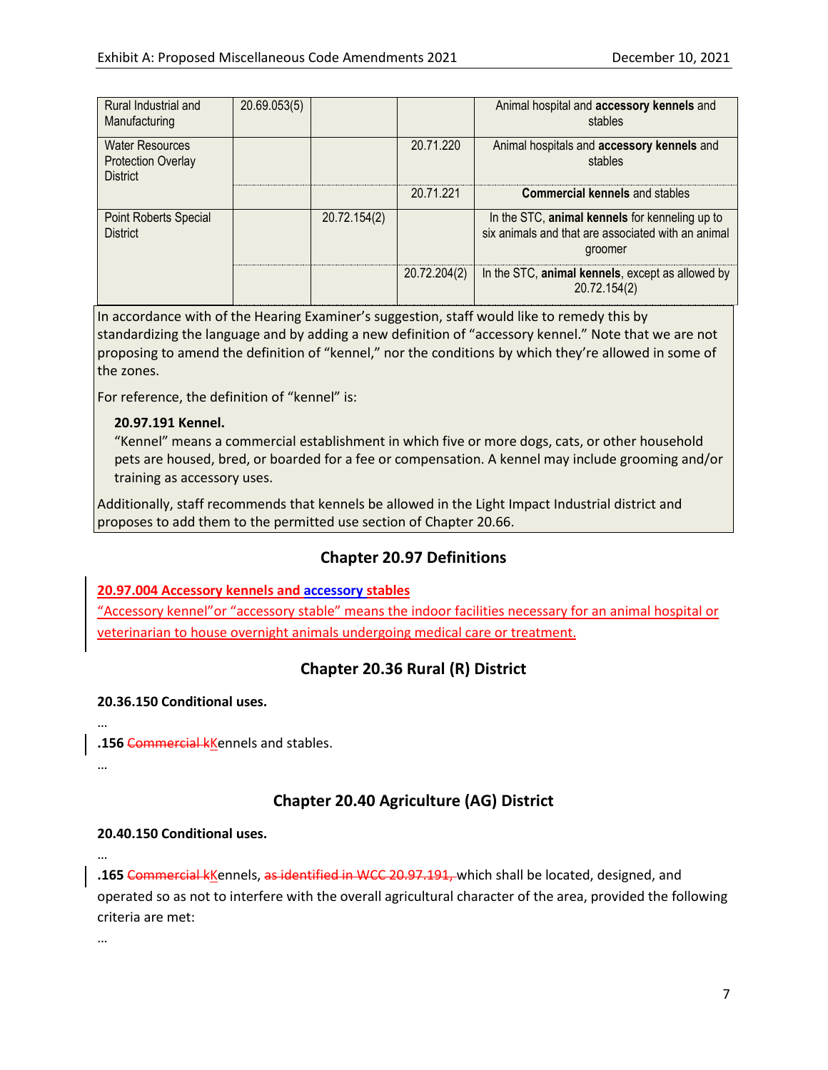| Rural Industrial and Manufacturing | 20.69.053(5) | | | Animal hospital and **accessory kennels** and stables |
|---|---|---|---|---|
| Water Resources Protection Overlay District | | | 20.71.220 | Animal hospitals and **accessory kennels** and stables |
| | | | 20.71.221 | **Commercial kennels** and stables |
| Point Roberts Special District | | 20.72.154(2) | | In the STC, **animal kennels** for kenneling up to six animals and that are associated with an animal groomer |
| | | | 20.72.204(2) | In the STC, **animal kennels**, except as allowed by 20.72.154(2) |

In accordance with of the Hearing Examiner's suggestion, staff would like to remedy this by standardizing the language and by adding a new definition of "accessory kennel." Note that we are not proposing to amend the definition of "kennel," nor the conditions by which they're allowed in some of the zones.

For reference, the definition of "kennel" is:

> **20.97.191 Kennel.**
> "Kennel" means a commercial establishment in which five or more dogs, cats, or other household pets are housed, bred, or boarded for a fee or compensation. A kennel may include grooming and/or training as accessory uses.

Additionally, staff recommends that kennels be allowed in the Light Impact Industrial district and proposes to add them to the permitted use section of Chapter 20.66.

## Chapter 20.97 Definitions

<u>**20.97.004 Accessory kennels and accessory stables**</u>

<u>"Accessory kennel"or "accessory stable" means the indoor facilities necessary for an animal hospital or veterinarian to house overnight animals undergoing medical care or treatment.</u>

## Chapter 20.36 Rural (R) District

**20.36.150 Conditional uses.**

…

**.156** ~~Commercial k~~<u>K</u>ennels and stables.

…

## Chapter 20.40 Agriculture (AG) District

**20.40.150 Conditional uses.**

…

**.165** ~~Commercial k~~<u>K</u>ennels, ~~as identified in WCC 20.97.191,~~ which shall be located, designed, and operated so as not to interfere with the overall agricultural character of the area, provided the following criteria are met:

…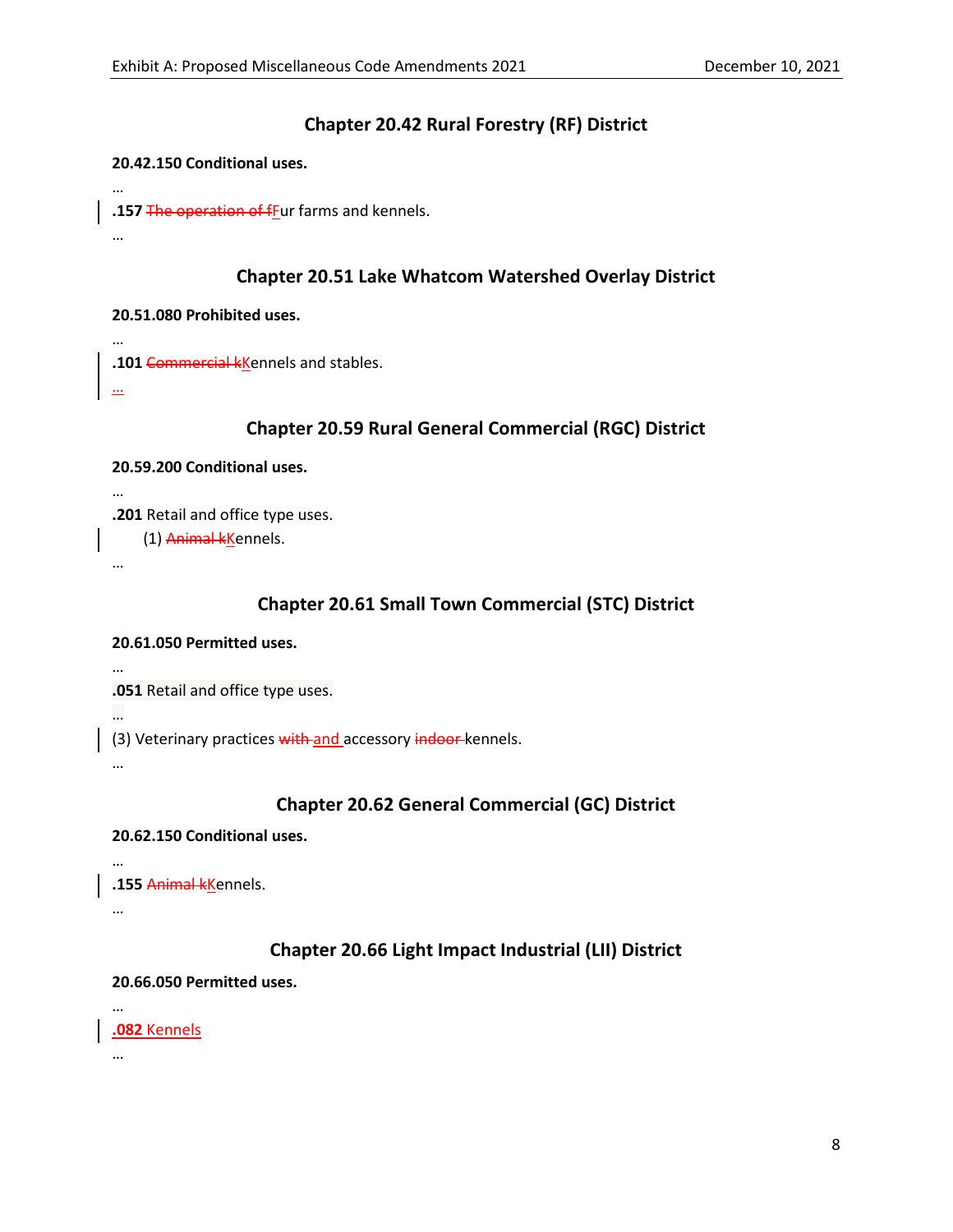## Chapter 20.42 Rural Forestry (RF) District

**20.42.150 Conditional uses.**

…

**.157** ~~The operation of f~~<u>F</u>ur farms and kennels.

…

## Chapter 20.51 Lake Whatcom Watershed Overlay District

**20.51.080 Prohibited uses.**

…

**.101** ~~Commercial k~~<u>K</u>ennels and stables.

<u>…</u>

## Chapter 20.59 Rural General Commercial (RGC) District

**20.59.200 Conditional uses.**

…

**.201** Retail and office type uses.

(1) ~~Animal k~~<u>K</u>ennels.

…

## Chapter 20.61 Small Town Commercial (STC) District

**20.61.050 Permitted uses.**

…

**.051** Retail and office type uses.

…

(3) Veterinary practices ~~with~~ <u>and</u> accessory ~~indoor~~ kennels.

…

## Chapter 20.62 General Commercial (GC) District

**20.62.150 Conditional uses.**

…

**.155** ~~Animal k~~<u>K</u>ennels.

…

## Chapter 20.66 Light Impact Industrial (LII) District

**20.66.050 Permitted uses.**

…

<u>**.082** Kennels</u>

…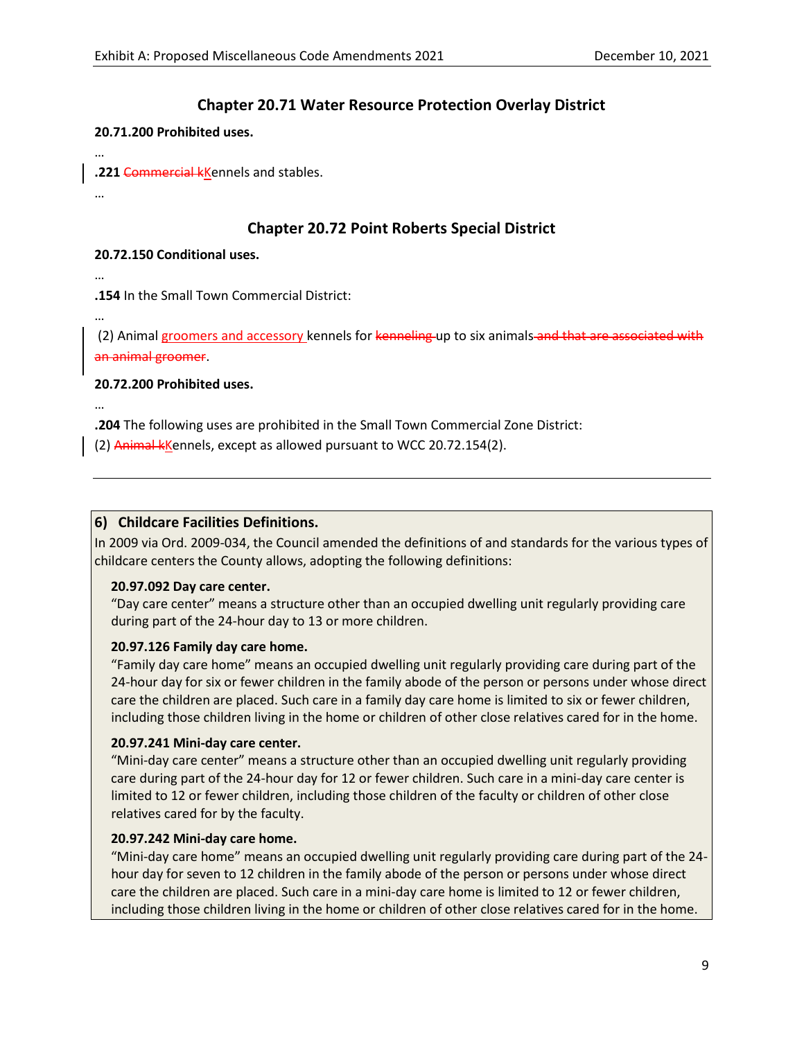## Chapter 20.71 Water Resource Protection Overlay District

**20.71.200 Prohibited uses.**

…

**.221** ~~Commercial k~~<u>K</u>ennels and stables.

…

## Chapter 20.72 Point Roberts Special District

**20.72.150 Conditional uses.**

…

**.154** In the Small Town Commercial District:

…

(2) Animal <u>groomers and accessory</u> kennels for ~~kenneling~~ up to six animals ~~and that are associated with an animal groomer~~.

**20.72.200 Prohibited uses.**

…

**.204** The following uses are prohibited in the Small Town Commercial Zone District:

(2) ~~Animal k~~<u>K</u>ennels, except as allowed pursuant to WCC 20.72.154(2).

---

### 6) Childcare Facilities Definitions.

In 2009 via Ord. 2009-034, the Council amended the definitions of and standards for the various types of childcare centers the County allows, adopting the following definitions:

**20.97.092 Day care center.**
"Day care center" means a structure other than an occupied dwelling unit regularly providing care during part of the 24-hour day to 13 or more children.

**20.97.126 Family day care home.**
"Family day care home" means an occupied dwelling unit regularly providing care during part of the 24-hour day for six or fewer children in the family abode of the person or persons under whose direct care the children are placed. Such care in a family day care home is limited to six or fewer children, including those children living in the home or children of other close relatives cared for in the home.

**20.97.241 Mini-day care center.**
"Mini-day care center" means a structure other than an occupied dwelling unit regularly providing care during part of the 24-hour day for 12 or fewer children. Such care in a mini-day care center is limited to 12 or fewer children, including those children of the faculty or children of other close relatives cared for by the faculty.

**20.97.242 Mini-day care home.**
"Mini-day care home" means an occupied dwelling unit regularly providing care during part of the 24-hour day for seven to 12 children in the family abode of the person or persons under whose direct care the children are placed. Such care in a mini-day care home is limited to 12 or fewer children, including those children living in the home or children of other close relatives cared for in the home.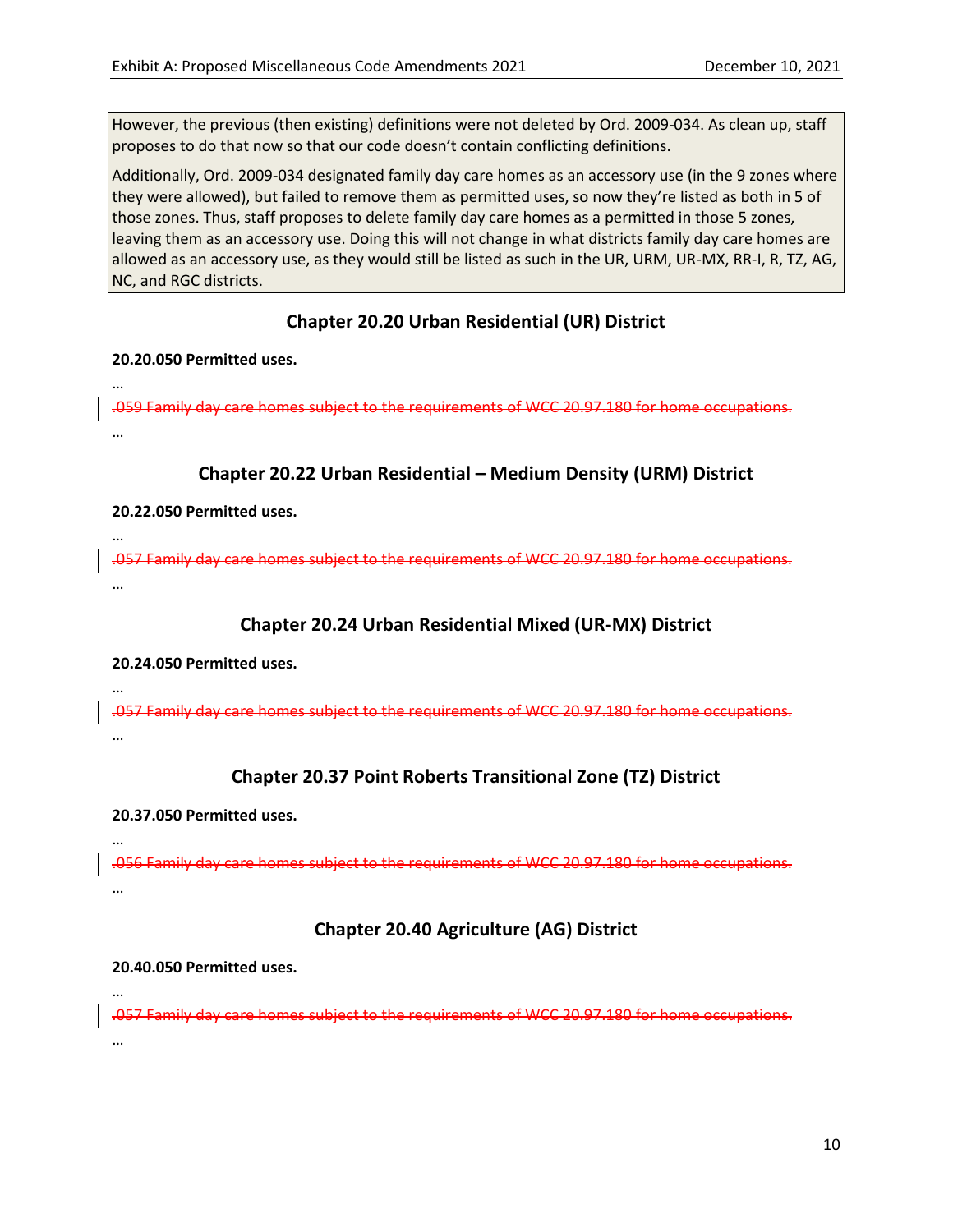However, the previous (then existing) definitions were not deleted by Ord. 2009-034. As clean up, staff proposes to do that now so that our code doesn't contain conflicting definitions.

Additionally, Ord. 2009-034 designated family day care homes as an accessory use (in the 9 zones where they were allowed), but failed to remove them as permitted uses, so now they're listed as both in 5 of those zones. Thus, staff proposes to delete family day care homes as a permitted in those 5 zones, leaving them as an accessory use. Doing this will not change in what districts family day care homes are allowed as an accessory use, as they would still be listed as such in the UR, URM, UR-MX, RR-I, R, TZ, AG, NC, and RGC districts.

## Chapter 20.20 Urban Residential (UR) District

**20.20.050 Permitted uses.**

…

~~.059 Family day care homes subject to the requirements of WCC 20.97.180 for home occupations.~~

…

## Chapter 20.22 Urban Residential – Medium Density (URM) District

**20.22.050 Permitted uses.**

…

~~.057 Family day care homes subject to the requirements of WCC 20.97.180 for home occupations.~~

…

## Chapter 20.24 Urban Residential Mixed (UR-MX) District

**20.24.050 Permitted uses.**

…

~~.057 Family day care homes subject to the requirements of WCC 20.97.180 for home occupations.~~

…

## Chapter 20.37 Point Roberts Transitional Zone (TZ) District

**20.37.050 Permitted uses.**

…

~~.056 Family day care homes subject to the requirements of WCC 20.97.180 for home occupations.~~

…

## Chapter 20.40 Agriculture (AG) District

**20.40.050 Permitted uses.**

…

~~.057 Family day care homes subject to the requirements of WCC 20.97.180 for home occupations.~~

…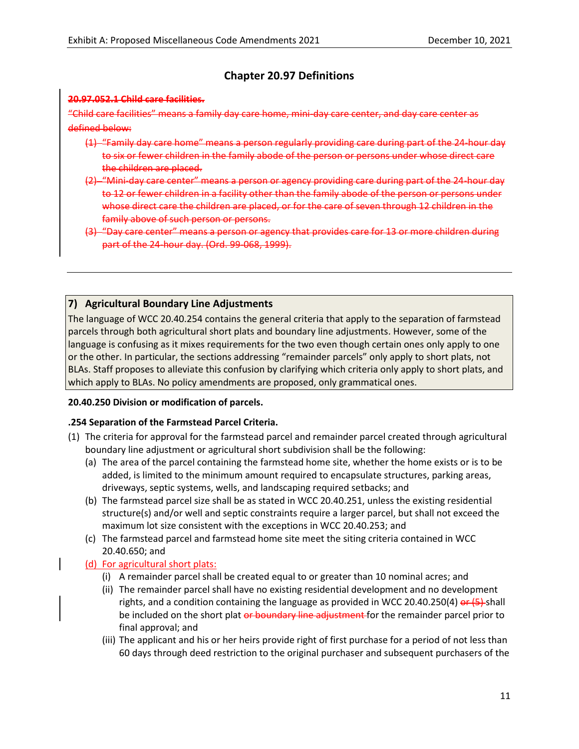## Chapter 20.97 Definitions

~~**20.97.052.1 Child care facilities.**~~

~~"Child care facilities" means a family day care home, mini-day care center, and day care center as defined below:~~

~~(1) "Family day care home" means a person regularly providing care during part of the 24-hour day to six or fewer children in the family abode of the person or persons under whose direct care the children are placed.~~

~~(2) "Mini-day care center" means a person or agency providing care during part of the 24-hour day to 12 or fewer children in a facility other than the family abode of the person or persons under whose direct care the children are placed, or for the care of seven through 12 children in the family above of such person or persons.~~

~~(3) "Day care center" means a person or agency that provides care for 13 or more children during part of the 24-hour day. (Ord. 99-068, 1999).~~

---

### 7) Agricultural Boundary Line Adjustments

The language of WCC 20.40.254 contains the general criteria that apply to the separation of farmstead parcels through both agricultural short plats and boundary line adjustments. However, some of the language is confusing as it mixes requirements for the two even though certain ones only apply to one or the other. In particular, the sections addressing "remainder parcels" only apply to short plats, not BLAs. Staff proposes to alleviate this confusion by clarifying which criteria only apply to short plats, and which apply to BLAs. No policy amendments are proposed, only grammatical ones.

**20.40.250 Division or modification of parcels.**

**.254 Separation of the Farmstead Parcel Criteria.**

(1) The criteria for approval for the farmstead parcel and remainder parcel created through agricultural boundary line adjustment or agricultural short subdivision shall be the following:

   (a) The area of the parcel containing the farmstead home site, whether the home exists or is to be added, is limited to the minimum amount required to encapsulate structures, parking areas, driveways, septic systems, wells, and landscaping required setbacks; and

   (b) The farmstead parcel size shall be as stated in WCC 20.40.251, unless the existing residential structure(s) and/or well and septic constraints require a larger parcel, but shall not exceed the maximum lot size consistent with the exceptions in WCC 20.40.253; and

   (c) The farmstead parcel and farmstead home site meet the siting criteria contained in WCC 20.40.650; and

   (d) For agricultural short plats:

      (i) A remainder parcel shall be created equal to or greater than 10 nominal acres; and

      (ii) The remainder parcel shall have no existing residential development and no development rights, and a condition containing the language as provided in WCC 20.40.250(4) ~~or (5)~~ shall be included on the short plat ~~or boundary line adjustment~~ for the remainder parcel prior to final approval; and

      (iii) The applicant and his or her heirs provide right of first purchase for a period of not less than 60 days through deed restriction to the original purchaser and subsequent purchasers of the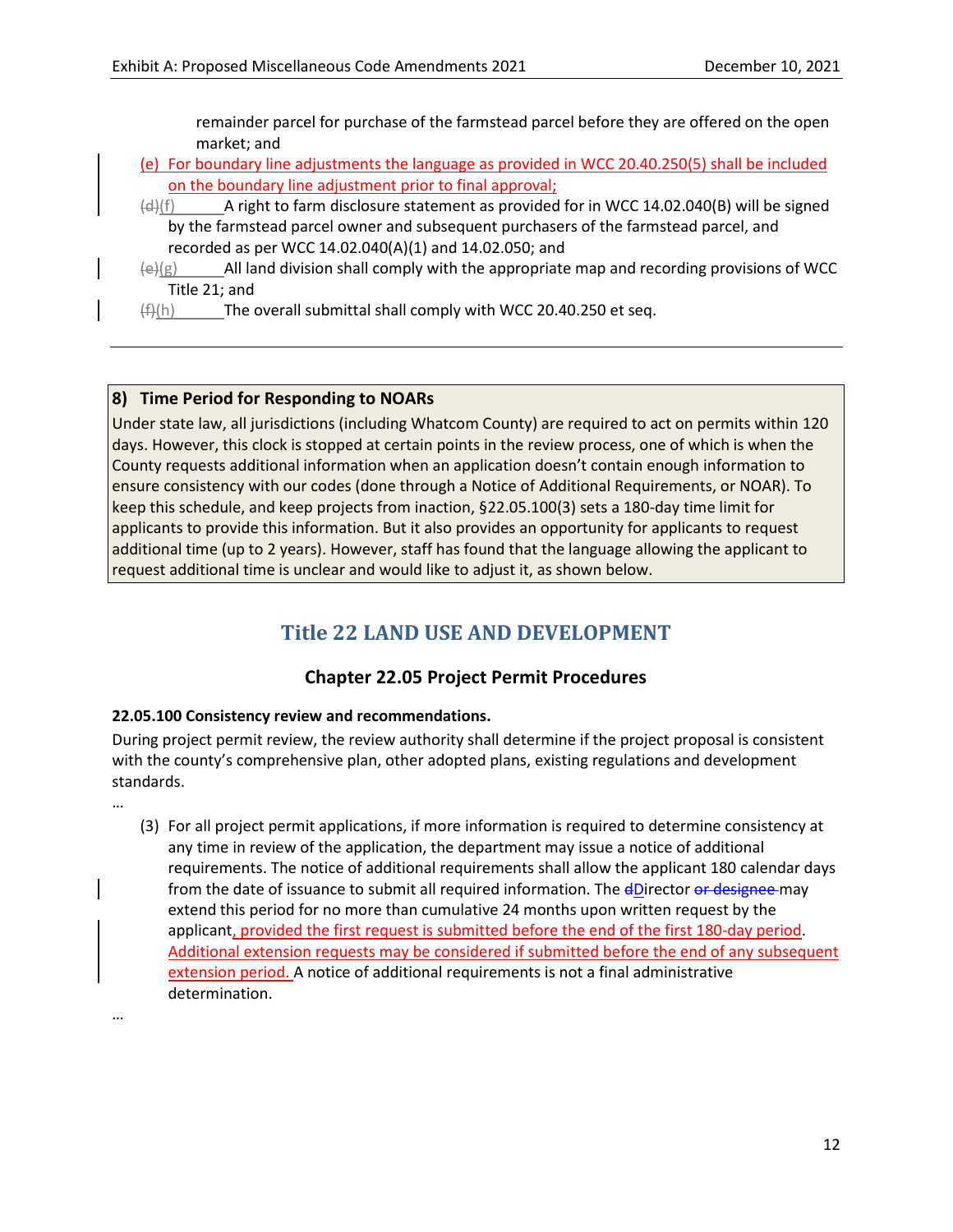remainder parcel for purchase of the farmstead parcel before they are offered on the open market; and

(e) For boundary line adjustments the language as provided in WCC 20.40.250(5) shall be included on the boundary line adjustment prior to final approval;

~~(d)~~(f) A right to farm disclosure statement as provided for in WCC 14.02.040(B) will be signed by the farmstead parcel owner and subsequent purchasers of the farmstead parcel, and recorded as per WCC 14.02.040(A)(1) and 14.02.050; and

~~(e)~~(g) All land division shall comply with the appropriate map and recording provisions of WCC Title 21; and

~~(f)~~(h) The overall submittal shall comply with WCC 20.40.250 et seq.

---

**8) Time Period for Responding to NOARs**

Under state law, all jurisdictions (including Whatcom County) are required to act on permits within 120 days. However, this clock is stopped at certain points in the review process, one of which is when the County requests additional information when an application doesn't contain enough information to ensure consistency with our codes (done through a Notice of Additional Requirements, or NOAR). To keep this schedule, and keep projects from inaction, §22.05.100(3) sets a 180-day time limit for applicants to provide this information. But it also provides an opportunity for applicants to request additional time (up to 2 years). However, staff has found that the language allowing the applicant to request additional time is unclear and would like to adjust it, as shown below.

# Title 22 LAND USE AND DEVELOPMENT

## Chapter 22.05 Project Permit Procedures

**22.05.100 Consistency review and recommendations.**

During project permit review, the review authority shall determine if the project proposal is consistent with the county's comprehensive plan, other adopted plans, existing regulations and development standards.

…

(3) For all project permit applications, if more information is required to determine consistency at any time in review of the application, the department may issue a notice of additional requirements. The notice of additional requirements shall allow the applicant 180 calendar days from the date of issuance to submit all required information. The ~~d~~Director ~~or designee~~ may extend this period for no more than cumulative 24 months upon written request by the applicant, provided the first request is submitted before the end of the first 180-day period. Additional extension requests may be considered if submitted before the end of any subsequent extension period. A notice of additional requirements is not a final administrative determination.

…